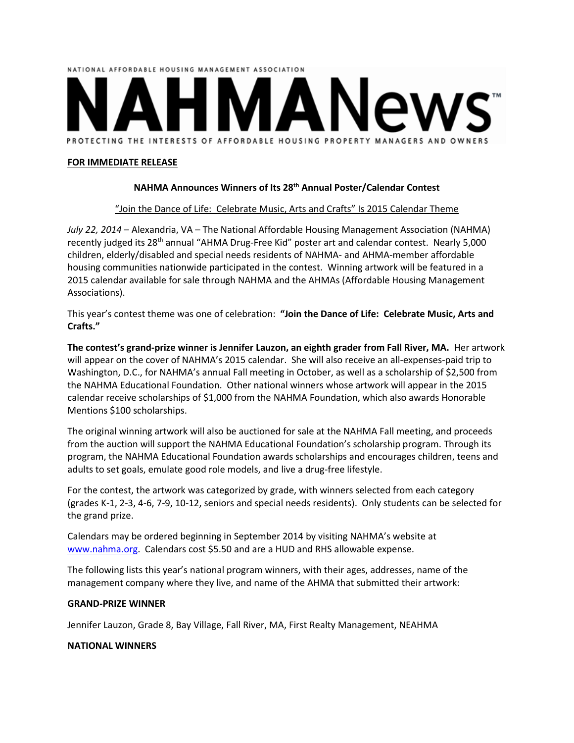NATIONAL AFFORDABLE HOUSING MANAGEMENT ASSOCIATION

# NAHMANews™

PROTECTING THE INTERESTS OF AFFORDABLE HOUSING PROPERTY MANAGERS AND OWNERS

**FOR IMMEDIATE RELEASE**

## NAHMA Announces Winners of Its 28th Annual Poster/Calendar Contest

"Join the Dance of Life: Celebrate Music, Arts and Crafts" Is 2015 Calendar Theme

*July 22, 2014* – Alexandria, VA – The National Affordable Housing Management Association (NAHMA) recently judged its 28th annual "AHMA Drug-Free Kid" poster art and calendar contest. Nearly 5,000 children, elderly/disabled and special needs residents of NAHMA- and AHMA-member affordable housing communities nationwide participated in the contest. Winning artwork will be featured in a 2015 calendar available for sale through NAHMA and the AHMAs (Affordable Housing Management Associations).

This year's contest theme was one of celebration: **"Join the Dance of Life: Celebrate Music, Arts and Crafts."**

**The contest's grand-prize winner is Jennifer Lauzon, an eighth grader from Fall River, MA.** Her artwork will appear on the cover of NAHMA's 2015 calendar. She will also receive an all-expenses-paid trip to Washington, D.C., for NAHMA's annual Fall meeting in October, as well as a scholarship of $2,500 from the NAHMA Educational Foundation. Other national winners whose artwork will appear in the 2015 calendar receive scholarships of $1,000 from the NAHMA Foundation, which also awards Honorable Mentions $100 scholarships.

The original winning artwork will also be auctioned for sale at the NAHMA Fall meeting, and proceeds from the auction will support the NAHMA Educational Foundation's scholarship program. Through its program, the NAHMA Educational Foundation awards scholarships and encourages children, teens and adults to set goals, emulate good role models, and live a drug-free lifestyle.

For the contest, the artwork was categorized by grade, with winners selected from each category (grades K-1, 2-3, 4-6, 7-9, 10-12, seniors and special needs residents). Only students can be selected for the grand prize.

Calendars may be ordered beginning in September 2014 by visiting NAHMA's website at [www.nahma.org](http://www.nahma.org). Calendars cost $5.50 and are a HUD and RHS allowable expense.

The following lists this year's national program winners, with their ages, addresses, name of the management company where they live, and name of the AHMA that submitted their artwork:

**GRAND-PRIZE WINNER**

Jennifer Lauzon, Grade 8, Bay Village, Fall River, MA, First Realty Management, NEAHMA

**NATIONAL WINNERS**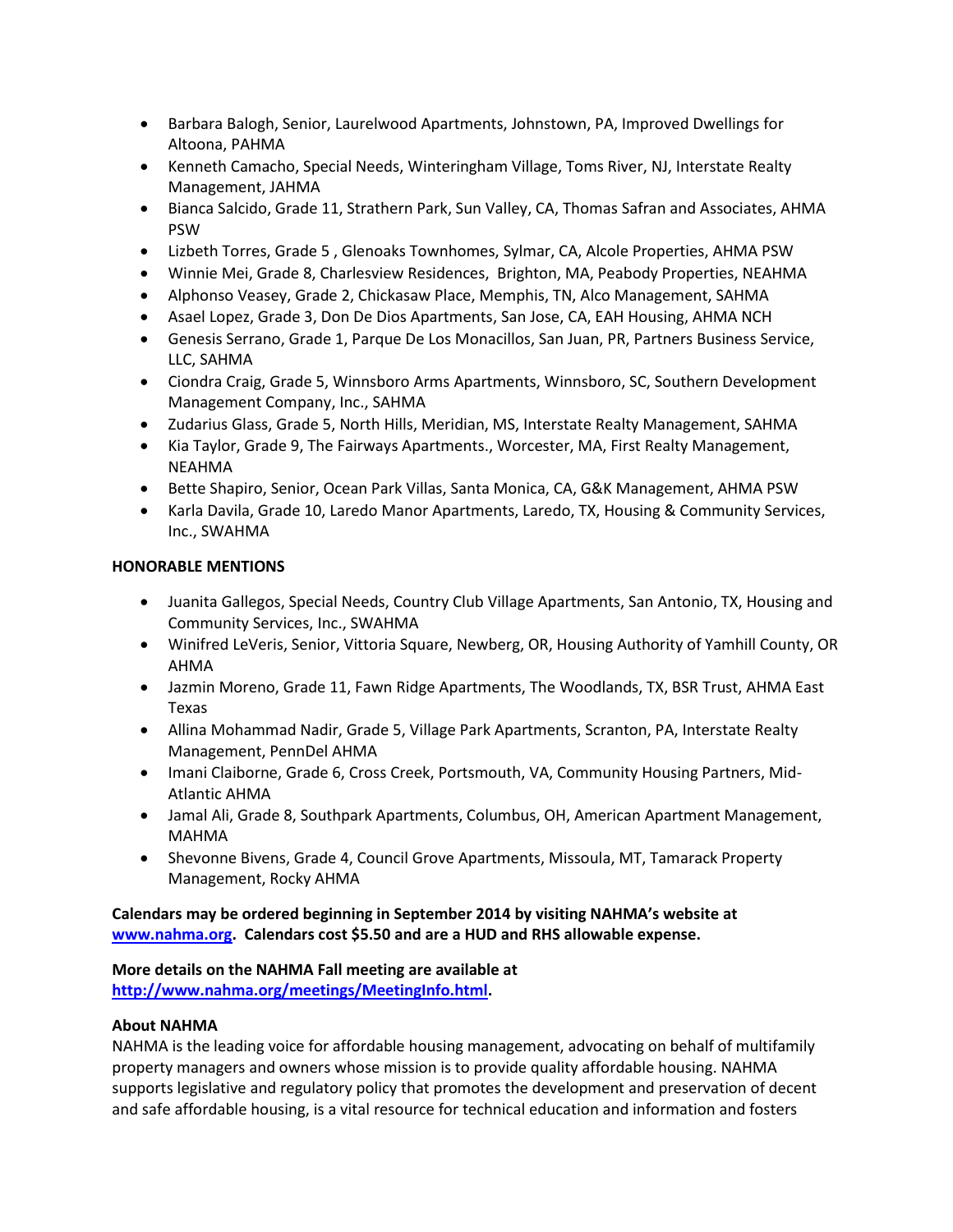- Barbara Balogh, Senior, Laurelwood Apartments, Johnstown, PA, Improved Dwellings for Altoona, PAHMA
- Kenneth Camacho, Special Needs, Winteringham Village, Toms River, NJ, Interstate Realty Management, JAHMA
- Bianca Salcido, Grade 11, Strathern Park, Sun Valley, CA, Thomas Safran and Associates, AHMA PSW
- Lizbeth Torres, Grade 5 , Glenoaks Townhomes, Sylmar, CA, Alcole Properties, AHMA PSW
- Winnie Mei, Grade 8, Charlesview Residences, Brighton, MA, Peabody Properties, NEAHMA
- Alphonso Veasey, Grade 2, Chickasaw Place, Memphis, TN, Alco Management, SAHMA
- Asael Lopez, Grade 3, Don De Dios Apartments, San Jose, CA, EAH Housing, AHMA NCH
- Genesis Serrano, Grade 1, Parque De Los Monacillos, San Juan, PR, Partners Business Service, LLC, SAHMA
- Ciondra Craig, Grade 5, Winnsboro Arms Apartments, Winnsboro, SC, Southern Development Management Company, Inc., SAHMA
- Zudarius Glass, Grade 5, North Hills, Meridian, MS, Interstate Realty Management, SAHMA
- Kia Taylor, Grade 9, The Fairways Apartments., Worcester, MA, First Realty Management, NEAHMA
- Bette Shapiro, Senior, Ocean Park Villas, Santa Monica, CA, G&K Management, AHMA PSW
- Karla Davila, Grade 10, Laredo Manor Apartments, Laredo, TX, Housing & Community Services, Inc., SWAHMA

**HONORABLE MENTIONS**

- Juanita Gallegos, Special Needs, Country Club Village Apartments, San Antonio, TX, Housing and Community Services, Inc., SWAHMA
- Winifred LeVeris, Senior, Vittoria Square, Newberg, OR, Housing Authority of Yamhill County, OR AHMA
- Jazmin Moreno, Grade 11, Fawn Ridge Apartments, The Woodlands, TX, BSR Trust, AHMA East Texas
- Allina Mohammad Nadir, Grade 5, Village Park Apartments, Scranton, PA, Interstate Realty Management, PennDel AHMA
- Imani Claiborne, Grade 6, Cross Creek, Portsmouth, VA, Community Housing Partners, Mid-Atlantic AHMA
- Jamal Ali, Grade 8, Southpark Apartments, Columbus, OH, American Apartment Management, MAHMA
- Shevonne Bivens, Grade 4, Council Grove Apartments, Missoula, MT, Tamarack Property Management, Rocky AHMA

**Calendars may be ordered beginning in September 2014 by visiting NAHMA's website at [www.nahma.org](http://www.nahma.org). Calendars cost $5.50 and are a HUD and RHS allowable expense.**

**More details on the NAHMA Fall meeting are available at [http://www.nahma.org/meetings/MeetingInfo.html](http://www.nahma.org/meetings/MeetingInfo.html).**

**About NAHMA**

NAHMA is the leading voice for affordable housing management, advocating on behalf of multifamily property managers and owners whose mission is to provide quality affordable housing. NAHMA supports legislative and regulatory policy that promotes the development and preservation of decent and safe affordable housing, is a vital resource for technical education and information and fosters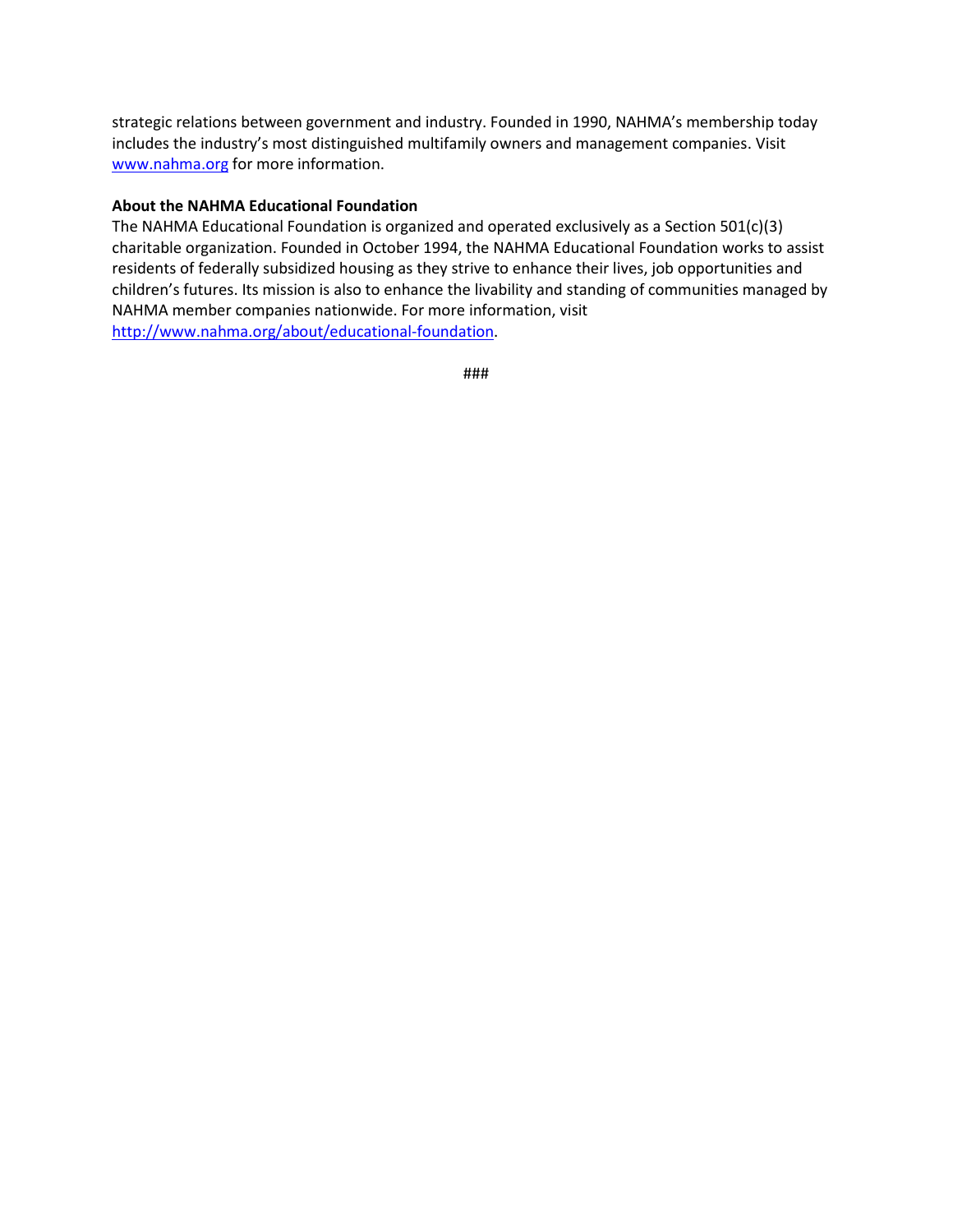strategic relations between government and industry. Founded in 1990, NAHMA's membership today includes the industry's most distinguished multifamily owners and management companies. Visit [www.nahma.org](http://www.nahma.org) for more information.

**About the NAHMA Educational Foundation**

The NAHMA Educational Foundation is organized and operated exclusively as a Section 501(c)(3) charitable organization. Founded in October 1994, the NAHMA Educational Foundation works to assist residents of federally subsidized housing as they strive to enhance their lives, job opportunities and children's futures. Its mission is also to enhance the livability and standing of communities managed by NAHMA member companies nationwide. For more information, visit [http://www.nahma.org/about/educational-foundation](http://www.nahma.org/about/educational-foundation).

###